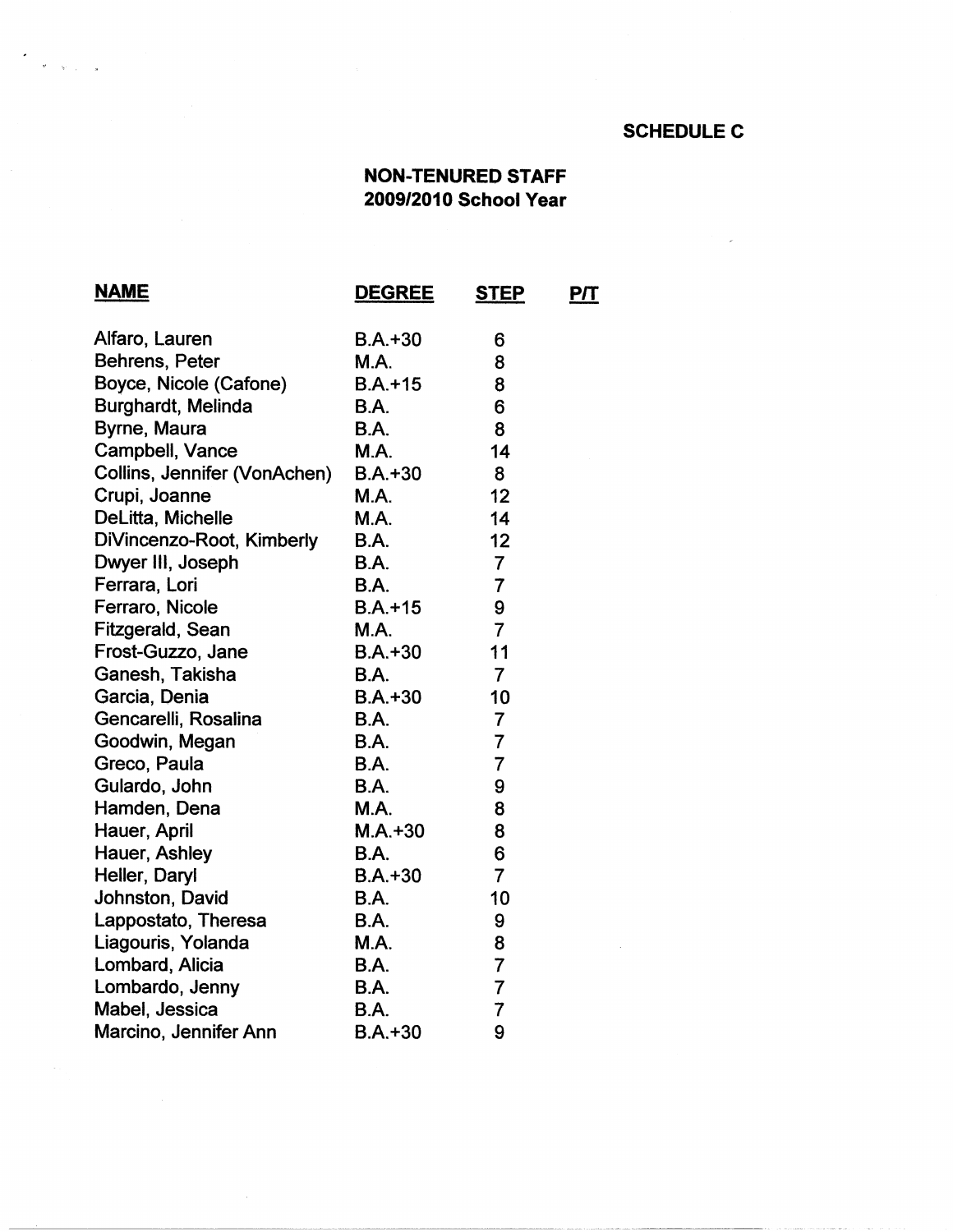**SCHEDULE C**

**NON-TENURED STAFF**
**2009/2010 School Year**

| NAME | DEGREE | STEP | P/T |
|---|---|---|---|
| Alfaro, Lauren | B.A.+30 | 6 | |
| Behrens, Peter | M.A. | 8 | |
| Boyce, Nicole (Cafone) | B.A.+15 | 8 | |
| Burghardt, Melinda | B.A. | 6 | |
| Byrne, Maura | B.A. | 8 | |
| Campbell, Vance | M.A. | 14 | |
| Collins, Jennifer (VonAchen) | B.A.+30 | 8 | |
| Crupi, Joanne | M.A. | 12 | |
| DeLitta, Michelle | M.A. | 14 | |
| DiVincenzo-Root, Kimberly | B.A. | 12 | |
| Dwyer III, Joseph | B.A. | 7 | |
| Ferrara, Lori | B.A. | 7 | |
| Ferraro, Nicole | B.A.+15 | 9 | |
| Fitzgerald, Sean | M.A. | 7 | |
| Frost-Guzzo, Jane | B.A.+30 | 11 | |
| Ganesh, Takisha | B.A. | 7 | |
| Garcia, Denia | B.A.+30 | 10 | |
| Gencarelli, Rosalina | B.A. | 7 | |
| Goodwin, Megan | B.A. | 7 | |
| Greco, Paula | B.A. | 7 | |
| Gulardo, John | B.A. | 9 | |
| Hamden, Dena | M.A. | 8 | |
| Hauer, April | M.A.+30 | 8 | |
| Hauer, Ashley | B.A. | 6 | |
| Heller, Daryl | B.A.+30 | 7 | |
| Johnston, David | B.A. | 10 | |
| Lappostato, Theresa | B.A. | 9 | |
| Liagouris, Yolanda | M.A. | 8 | |
| Lombard, Alicia | B.A. | 7 | |
| Lombardo, Jenny | B.A. | 7 | |
| Mabel, Jessica | B.A. | 7 | |
| Marcino, Jennifer Ann | B.A.+30 | 9 | |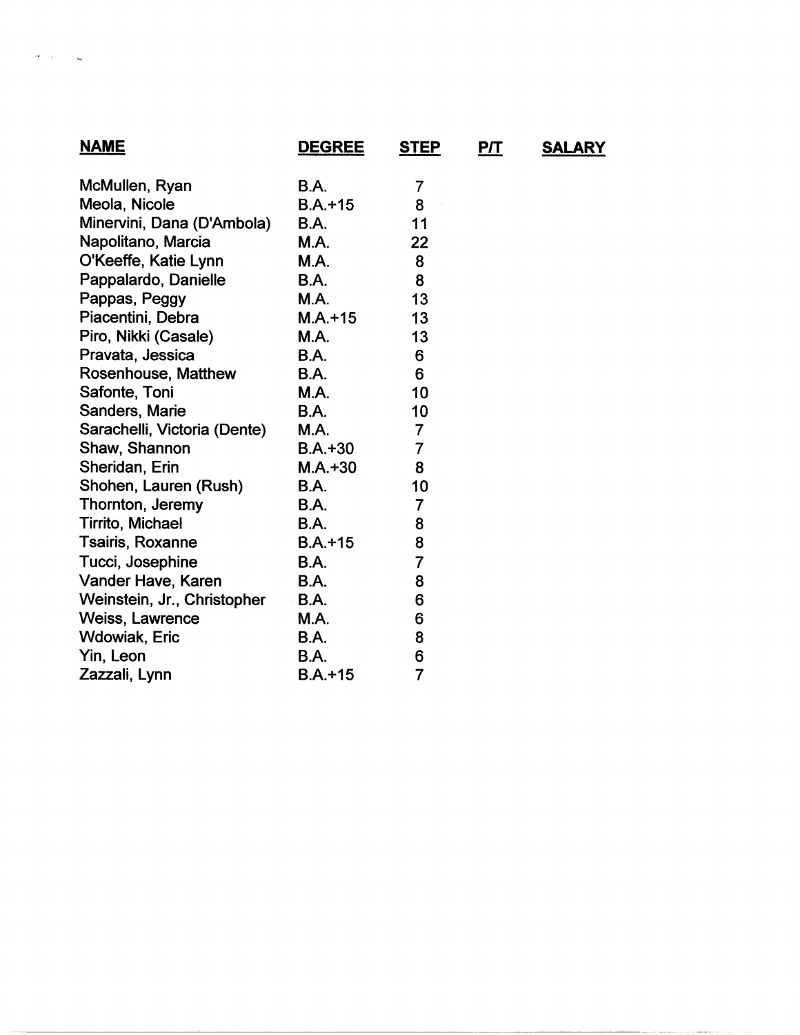| NAME | DEGREE | STEP | P/T | SALARY |
|---|---|---|---|---|
| McMullen, Ryan | B.A. | 7 | | |
| Meola, Nicole | B.A.+15 | 8 | | |
| Minervini, Dana (D'Ambola) | B.A. | 11 | | |
| Napolitano, Marcia | M.A. | 22 | | |
| O'Keeffe, Katie Lynn | M.A. | 8 | | |
| Pappalardo, Danielle | B.A. | 8 | | |
| Pappas, Peggy | M.A. | 13 | | |
| Piacentini, Debra | M.A.+15 | 13 | | |
| Piro, Nikki (Casale) | M.A. | 13 | | |
| Pravata, Jessica | B.A. | 6 | | |
| Rosenhouse, Matthew | B.A. | 6 | | |
| Safonte, Toni | M.A. | 10 | | |
| Sanders, Marie | B.A. | 10 | | |
| Sarachelli, Victoria (Dente) | M.A. | 7 | | |
| Shaw, Shannon | B.A.+30 | 7 | | |
| Sheridan, Erin | M.A.+30 | 8 | | |
| Shohen, Lauren (Rush) | B.A. | 10 | | |
| Thornton, Jeremy | B.A. | 7 | | |
| Tirrito, Michael | B.A. | 8 | | |
| Tsairis, Roxanne | B.A.+15 | 8 | | |
| Tucci, Josephine | B.A. | 7 | | |
| Vander Have, Karen | B.A. | 8 | | |
| Weinstein, Jr., Christopher | B.A. | 6 | | |
| Weiss, Lawrence | M.A. | 6 | | |
| Wdowiak, Eric | B.A. | 8 | | |
| Yin, Leon | B.A. | 6 | | |
| Zazzali, Lynn | B.A.+15 | 7 | | |